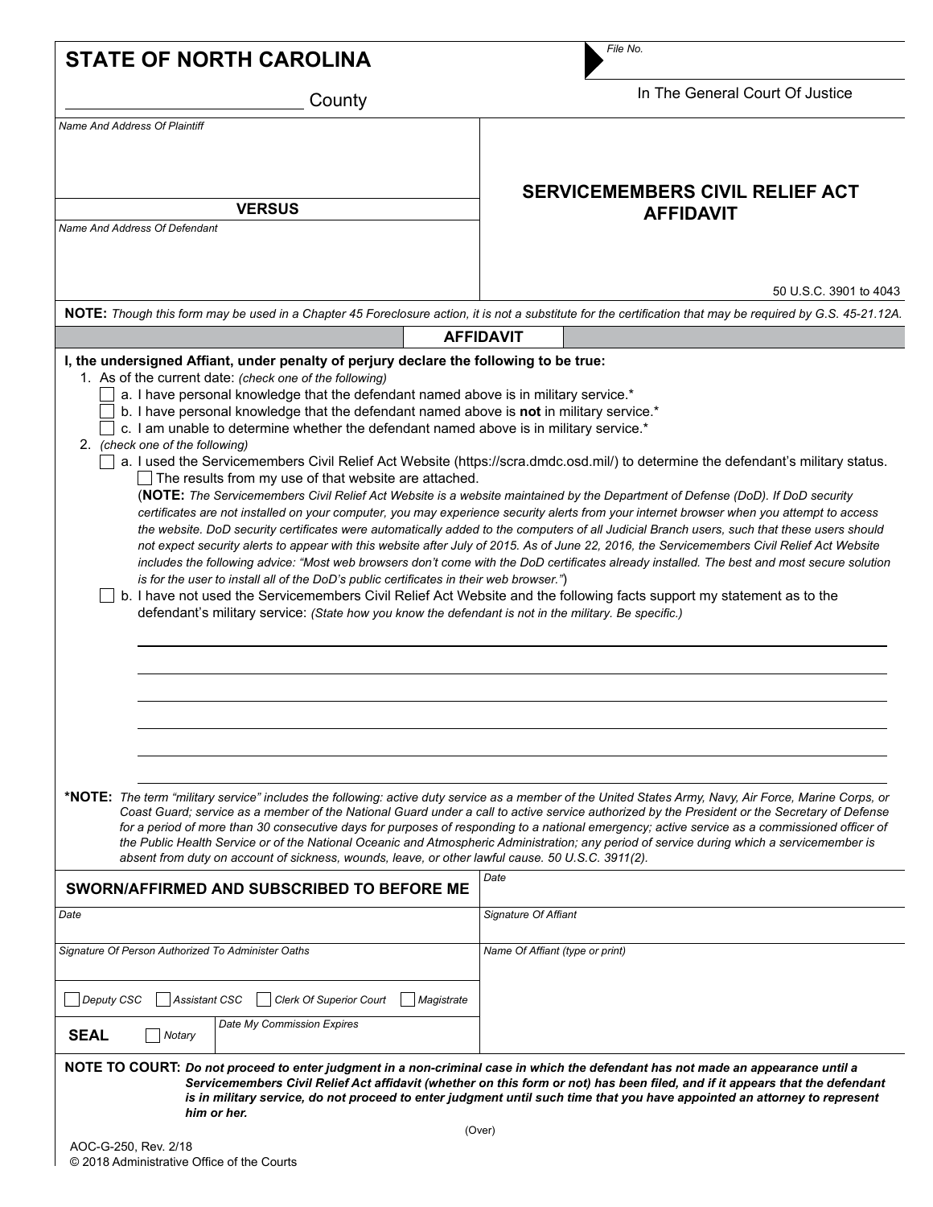# STATE OF NORTH CAROLINA

_________________________ County

*File No.*

In The General Court Of Justice

| | |
|---|---|
| *Name And Address Of Plaintiff* | **SERVICEMEMBERS CIVIL RELIEF ACT AFFIDAVIT** |
| **VERSUS** | |
| *Name And Address Of Defendant* | 50 U.S.C. 3901 to 4043 |

**NOTE:** *Though this form may be used in a Chapter 45 Foreclosure action, it is not a substitute for the certification that may be required by G.S. 45-21.12A.*

## AFFIDAVIT

**I, the undersigned Affiant, under penalty of perjury declare the following to be true:**

1. As of the current date: *(check one of the following)*
   - ☐ a. I have personal knowledge that the defendant named above is in military service.*
   - ☐ b. I have personal knowledge that the defendant named above is **not** in military service.*
   - ☐ c. I am unable to determine whether the defendant named above is in military service.*
2. *(check one of the following)*
   - ☐ a. I used the Servicemembers Civil Relief Act Website (https://scra.dmdc.osd.mil/) to determine the defendant's military status.
     - ☐ The results from my use of that website are attached.

     (**NOTE:** *The Servicemembers Civil Relief Act Website is a website maintained by the Department of Defense (DoD). If DoD security certificates are not installed on your computer, you may experience security alerts from your internet browser when you attempt to access the website. DoD security certificates were automatically added to the computers of all Judicial Branch users, such that these users should not expect security alerts to appear with this website after July of 2015. As of June 22, 2016, the Servicemembers Civil Relief Act Website includes the following advice: "Most web browsers don't come with the DoD certificates already installed. The best and most secure solution is for the user to install all of the DoD's public certificates in their web browser."*)
   - ☐ b. I have not used the Servicemembers Civil Relief Act Website and the following facts support my statement as to the defendant's military service: *(State how you know the defendant is not in the military. Be specific.)*

______________________________________________________________________

______________________________________________________________________

______________________________________________________________________

______________________________________________________________________

______________________________________________________________________

______________________________________________________________________

***NOTE:** *The term "military service" includes the following: active duty service as a member of the United States Army, Navy, Air Force, Marine Corps, or Coast Guard; service as a member of the National Guard under a call to active service authorized by the President or the Secretary of Defense for a period of more than 30 consecutive days for purposes of responding to a national emergency; active service as a commissioned officer of the Public Health Service or of the National Oceanic and Atmospheric Administration; any period of service during which a servicemember is absent from duty on account of sickness, wounds, leave, or other lawful cause. 50 U.S.C. 3911(2).*

| **SWORN/AFFIRMED AND SUBSCRIBED TO BEFORE ME** | *Date* |
|---|---|
| *Date* | *Signature Of Affiant* |
| *Signature Of Person Authorized To Administer Oaths* | *Name Of Affiant (type or print)* |
| ☐ *Deputy CSC* ☐ *Assistant CSC* ☐ *Clerk Of Superior Court* ☐ *Magistrate* | |
| **SEAL** ☐ *Notary* — *Date My Commission Expires* | |

**NOTE TO COURT:** ***Do not proceed to enter judgment in a non-criminal case in which the defendant has not made an appearance until a Servicemembers Civil Relief Act affidavit (whether on this form or not) has been filed, and if it appears that the defendant is in military service, do not proceed to enter judgment until such time that you have appointed an attorney to represent him or her.***

(Over)

AOC-G-250, Rev. 2/18
© 2018 Administrative Office of the Courts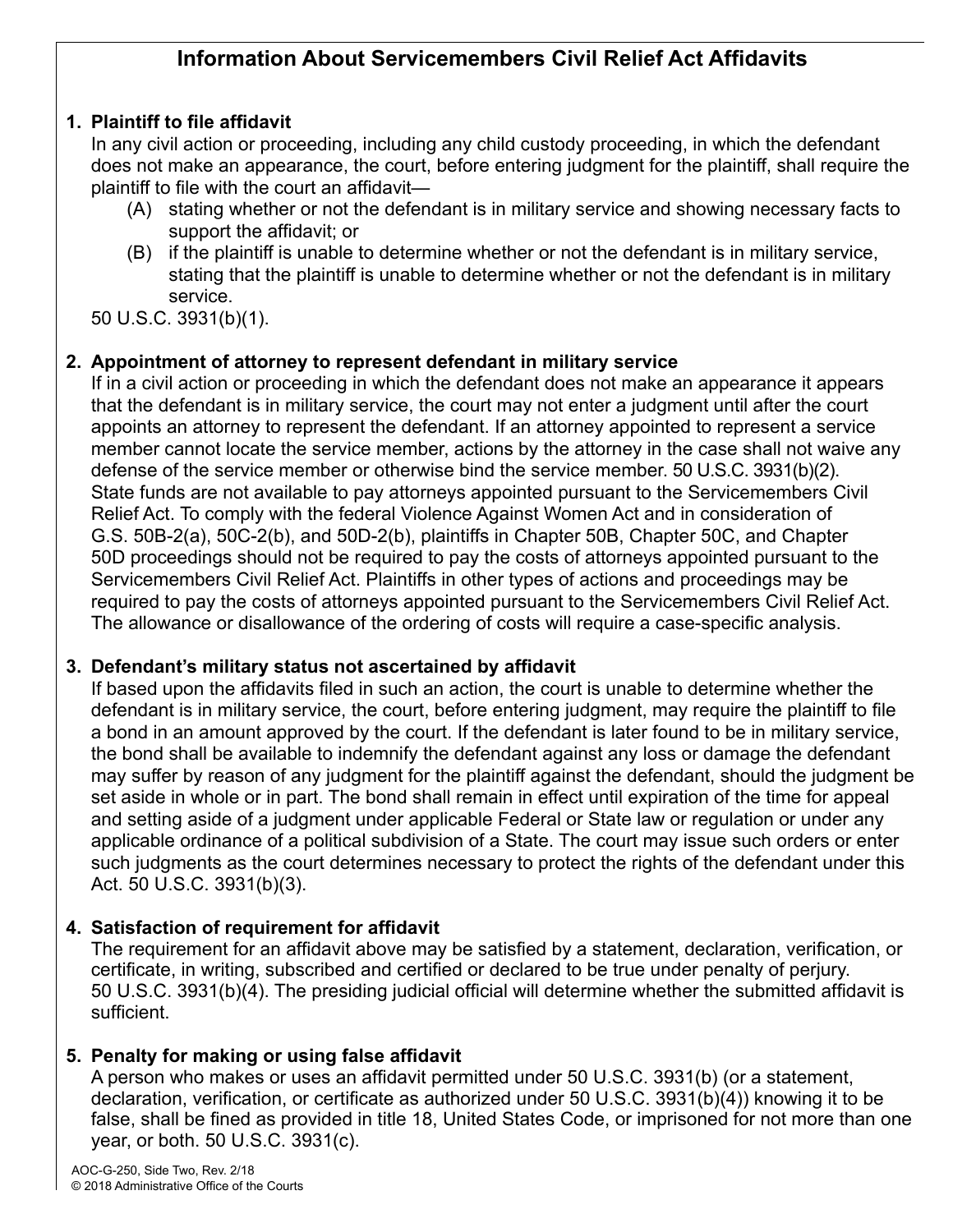## Information About Servicemembers Civil Relief Act Affidavits

1. **Plaintiff to file affidavit**
   In any civil action or proceeding, including any child custody proceeding, in which the defendant does not make an appearance, the court, before entering judgment for the plaintiff, shall require the plaintiff to file with the court an affidavit—
   - (A) stating whether or not the defendant is in military service and showing necessary facts to support the affidavit; or
   - (B) if the plaintiff is unable to determine whether or not the defendant is in military service, stating that the plaintiff is unable to determine whether or not the defendant is in military service.

   50 U.S.C. 3931(b)(1).

2. **Appointment of attorney to represent defendant in military service**
   If in a civil action or proceeding in which the defendant does not make an appearance it appears that the defendant is in military service, the court may not enter a judgment until after the court appoints an attorney to represent the defendant. If an attorney appointed to represent a service member cannot locate the service member, actions by the attorney in the case shall not waive any defense of the service member or otherwise bind the service member. 50 U.S.C. 3931(b)(2). State funds are not available to pay attorneys appointed pursuant to the Servicemembers Civil Relief Act. To comply with the federal Violence Against Women Act and in consideration of G.S. 50B-2(a), 50C-2(b), and 50D-2(b), plaintiffs in Chapter 50B, Chapter 50C, and Chapter 50D proceedings should not be required to pay the costs of attorneys appointed pursuant to the Servicemembers Civil Relief Act. Plaintiffs in other types of actions and proceedings may be required to pay the costs of attorneys appointed pursuant to the Servicemembers Civil Relief Act. The allowance or disallowance of the ordering of costs will require a case-specific analysis.

3. **Defendant's military status not ascertained by affidavit**
   If based upon the affidavits filed in such an action, the court is unable to determine whether the defendant is in military service, the court, before entering judgment, may require the plaintiff to file a bond in an amount approved by the court. If the defendant is later found to be in military service, the bond shall be available to indemnify the defendant against any loss or damage the defendant may suffer by reason of any judgment for the plaintiff against the defendant, should the judgment be set aside in whole or in part. The bond shall remain in effect until expiration of the time for appeal and setting aside of a judgment under applicable Federal or State law or regulation or under any applicable ordinance of a political subdivision of a State. The court may issue such orders or enter such judgments as the court determines necessary to protect the rights of the defendant under this Act. 50 U.S.C. 3931(b)(3).

4. **Satisfaction of requirement for affidavit**
   The requirement for an affidavit above may be satisfied by a statement, declaration, verification, or certificate, in writing, subscribed and certified or declared to be true under penalty of perjury. 50 U.S.C. 3931(b)(4). The presiding judicial official will determine whether the submitted affidavit is sufficient.

5. **Penalty for making or using false affidavit**
   A person who makes or uses an affidavit permitted under 50 U.S.C. 3931(b) (or a statement, declaration, verification, or certificate as authorized under 50 U.S.C. 3931(b)(4)) knowing it to be false, shall be fined as provided in title 18, United States Code, or imprisoned for not more than one year, or both. 50 U.S.C. 3931(c).

AOC-G-250, Side Two, Rev. 2/18
© 2018 Administrative Office of the Courts